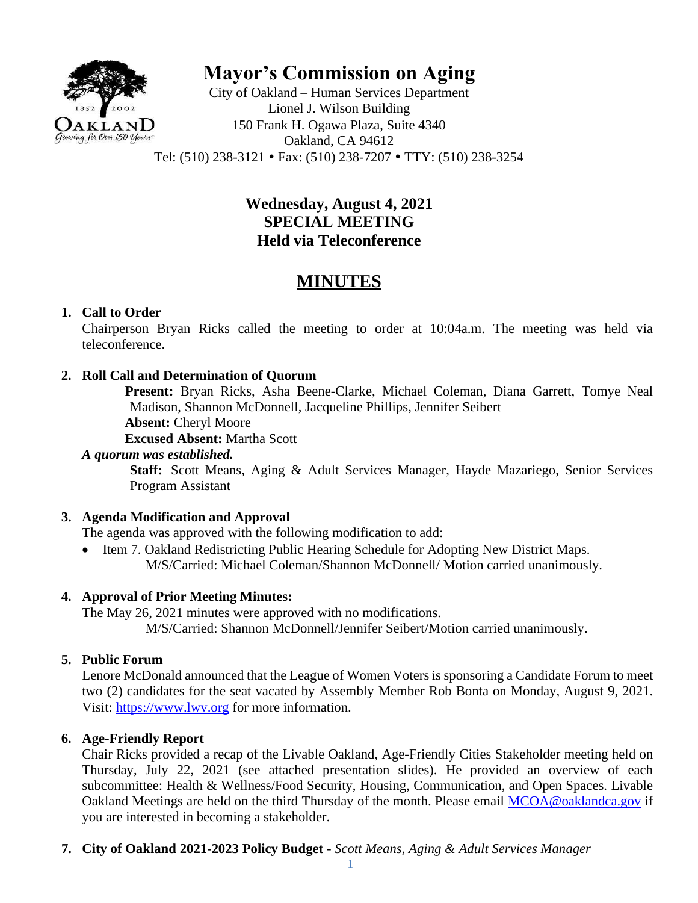# Mayor's Commission on Aging

City of Oakland – Human Services Department
Lionel J. Wilson Building
150 Frank H. Ogawa Plaza, Suite 4340
Oakland, CA 94612
Tel: (510) 238-3121 • Fax: (510) 238-7207 • TTY: (510) 238-3254

**Wednesday, August 4, 2021**
**SPECIAL MEETING**
**Held via Teleconference**

## MINUTES

1. **Call to Order**
   Chairperson Bryan Ricks called the meeting to order at 10:04a.m. The meeting was held via teleconference.

2. **Roll Call and Determination of Quorum**
   **Present:** Bryan Ricks, Asha Beene-Clarke, Michael Coleman, Diana Garrett, Tomye Neal Madison, Shannon McDonnell, Jacqueline Phillips, Jennifer Seibert
   **Absent:** Cheryl Moore
   **Excused Absent:** Martha Scott
   ***A quorum was established.***
   **Staff:** Scott Means, Aging & Adult Services Manager, Hayde Mazariego, Senior Services Program Assistant

3. **Agenda Modification and Approval**
   The agenda was approved with the following modification to add:
   - Item 7. Oakland Redistricting Public Hearing Schedule for Adopting New District Maps.
     M/S/Carried: Michael Coleman/Shannon McDonnell/ Motion carried unanimously.

4. **Approval of Prior Meeting Minutes:**
   The May 26, 2021 minutes were approved with no modifications.
   M/S/Carried: Shannon McDonnell/Jennifer Seibert/Motion carried unanimously.

5. **Public Forum**
   Lenore McDonald announced that the League of Women Voters is sponsoring a Candidate Forum to meet two (2) candidates for the seat vacated by Assembly Member Rob Bonta on Monday, August 9, 2021. Visit: https://www.lwv.org for more information.

6. **Age-Friendly Report**
   Chair Ricks provided a recap of the Livable Oakland, Age-Friendly Cities Stakeholder meeting held on Thursday, July 22, 2021 (see attached presentation slides). He provided an overview of each subcommittee: Health & Wellness/Food Security, Housing, Communication, and Open Spaces. Livable Oakland Meetings are held on the third Thursday of the month. Please email MCOA@oaklandca.gov if you are interested in becoming a stakeholder.

7. **City of Oakland 2021-2023 Policy Budget** - *Scott Means, Aging & Adult Services Manager*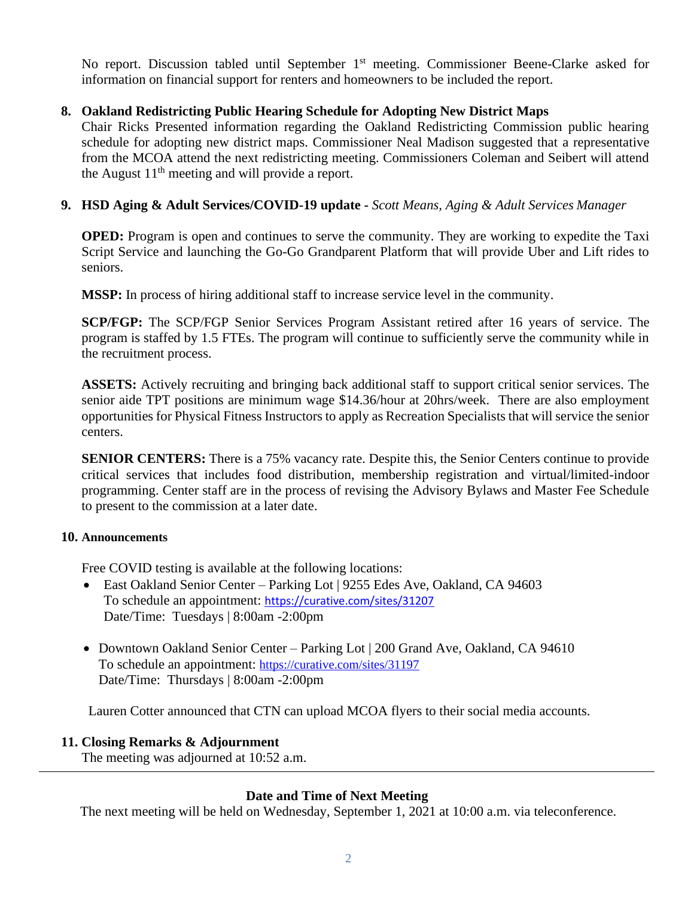No report. Discussion tabled until September 1st meeting. Commissioner Beene-Clarke asked for information on financial support for renters and homeowners to be included the report.

**8. Oakland Redistricting Public Hearing Schedule for Adopting New District Maps**

Chair Ricks Presented information regarding the Oakland Redistricting Commission public hearing schedule for adopting new district maps. Commissioner Neal Madison suggested that a representative from the MCOA attend the next redistricting meeting. Commissioners Coleman and Seibert will attend the August 11th meeting and will provide a report.

**9. HSD Aging & Adult Services/COVID-19 update -** *Scott Means, Aging & Adult Services Manager*

**OPED:** Program is open and continues to serve the community. They are working to expedite the Taxi Script Service and launching the Go-Go Grandparent Platform that will provide Uber and Lift rides to seniors.

**MSSP:** In process of hiring additional staff to increase service level in the community.

**SCP/FGP:** The SCP/FGP Senior Services Program Assistant retired after 16 years of service. The program is staffed by 1.5 FTEs. The program will continue to sufficiently serve the community while in the recruitment process.

**ASSETS:** Actively recruiting and bringing back additional staff to support critical senior services. The senior aide TPT positions are minimum wage $14.36/hour at 20hrs/week. There are also employment opportunities for Physical Fitness Instructors to apply as Recreation Specialists that will service the senior centers.

**SENIOR CENTERS:** There is a 75% vacancy rate. Despite this, the Senior Centers continue to provide critical services that includes food distribution, membership registration and virtual/limited-indoor programming. Center staff are in the process of revising the Advisory Bylaws and Master Fee Schedule to present to the commission at a later date.

**10. Announcements**

Free COVID testing is available at the following locations:

- East Oakland Senior Center – Parking Lot | 9255 Edes Ave, Oakland, CA 94603
  To schedule an appointment: https://curative.com/sites/31207
  Date/Time: Tuesdays | 8:00am -2:00pm
- Downtown Oakland Senior Center – Parking Lot | 200 Grand Ave, Oakland, CA 94610
  To schedule an appointment: https://curative.com/sites/31197
  Date/Time: Thursdays | 8:00am -2:00pm

Lauren Cotter announced that CTN can upload MCOA flyers to their social media accounts.

**11. Closing Remarks & Adjournment**

The meeting was adjourned at 10:52 a.m.

---

**Date and Time of Next Meeting**

The next meeting will be held on Wednesday, September 1, 2021 at 10:00 a.m. via teleconference.